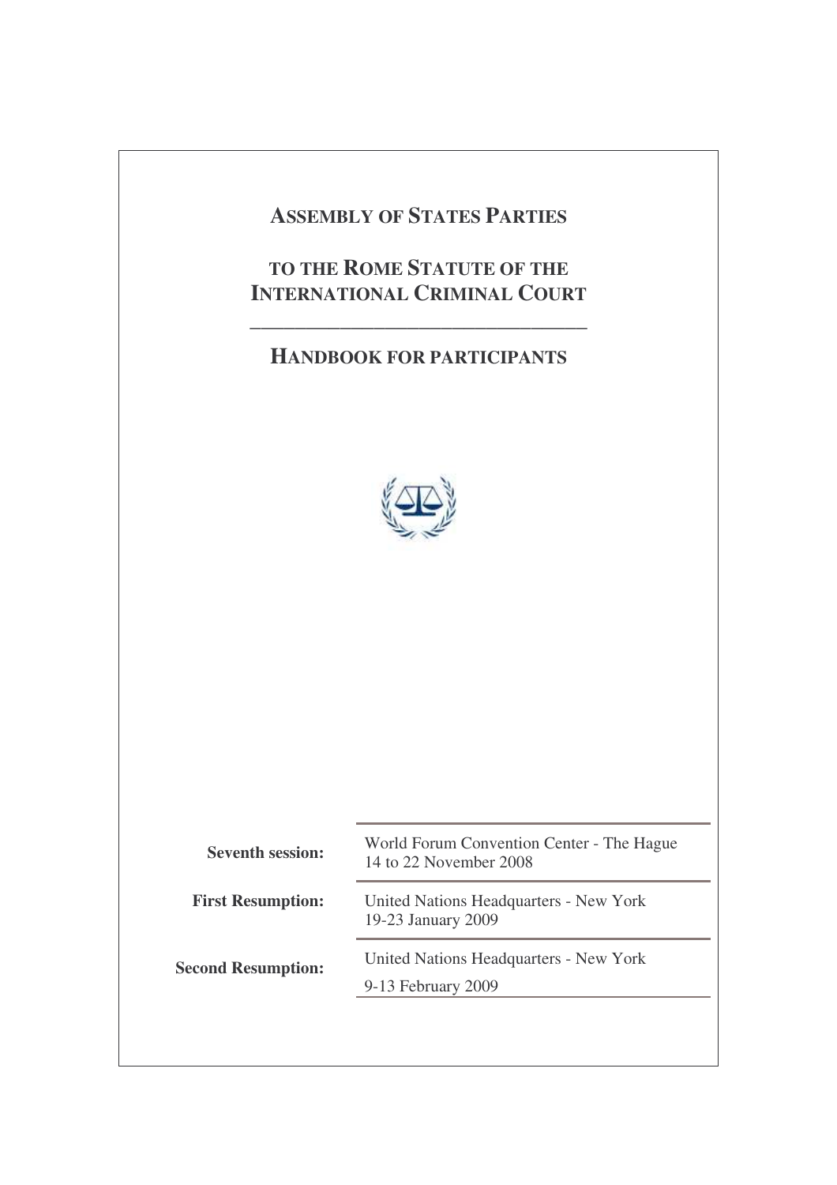# ASSEMBLY OF STATES PARTIES

# TO THE ROME STATUTE OF THE INTERNATIONAL CRIMINAL COURT

---

# HANDBOOK FOR PARTICIPANTS

| | |
|---|---|
| **Seventh session:** | World Forum Convention Center - The Hague<br>14 to 22 November 2008 |
| **First Resumption:** | United Nations Headquarters - New York<br>19-23 January 2009 |
| **Second Resumption:** | United Nations Headquarters - New York<br>9-13 February 2009 |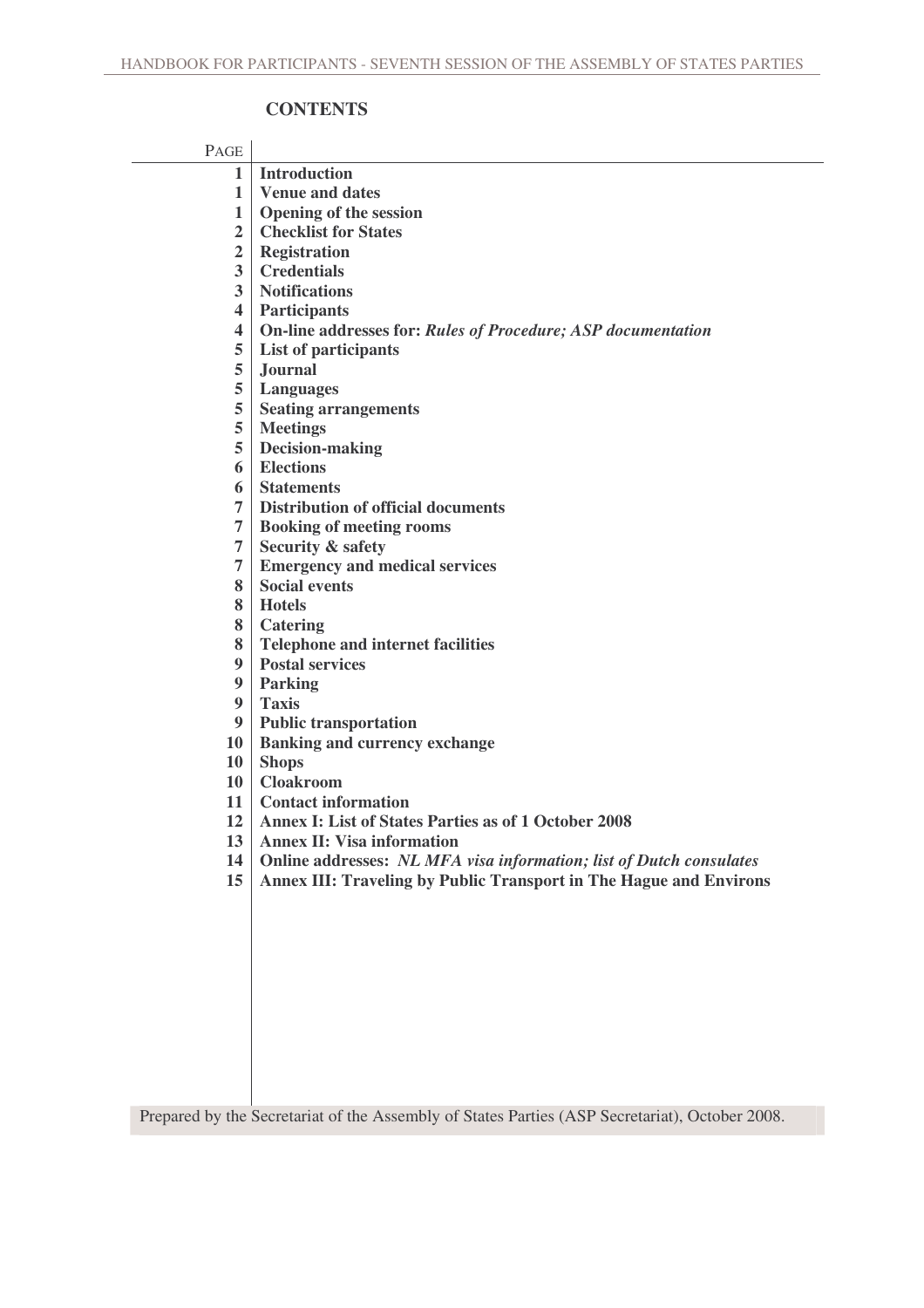## CONTENTS

| PAGE | |
|---|---|
| 1 | **Introduction** |
| 1 | **Venue and dates** |
| 1 | **Opening of the session** |
| 2 | **Checklist for States** |
| 2 | **Registration** |
| 3 | **Credentials** |
| 3 | **Notifications** |
| 4 | **Participants** |
| 4 | **On-line addresses for: *Rules of Procedure; ASP documentation*** |
| 5 | **List of participants** |
| 5 | **Journal** |
| 5 | **Languages** |
| 5 | **Seating arrangements** |
| 5 | **Meetings** |
| 5 | **Decision-making** |
| 6 | **Elections** |
| 6 | **Statements** |
| 7 | **Distribution of official documents** |
| 7 | **Booking of meeting rooms** |
| 7 | **Security & safety** |
| 7 | **Emergency and medical services** |
| 8 | **Social events** |
| 8 | **Hotels** |
| 8 | **Catering** |
| 8 | **Telephone and internet facilities** |
| 9 | **Postal services** |
| 9 | **Parking** |
| 9 | **Taxis** |
| 9 | **Public transportation** |
| 10 | **Banking and currency exchange** |
| 10 | **Shops** |
| 10 | **Cloakroom** |
| 11 | **Contact information** |
| 12 | **Annex I: List of States Parties as of 1 October 2008** |
| 13 | **Annex II: Visa information** |
| 14 | **Online addresses: *NL MFA visa information; list of Dutch consulates*** |
| 15 | **Annex III: Traveling by Public Transport in The Hague and Environs** |

Prepared by the Secretariat of the Assembly of States Parties (ASP Secretariat), October 2008.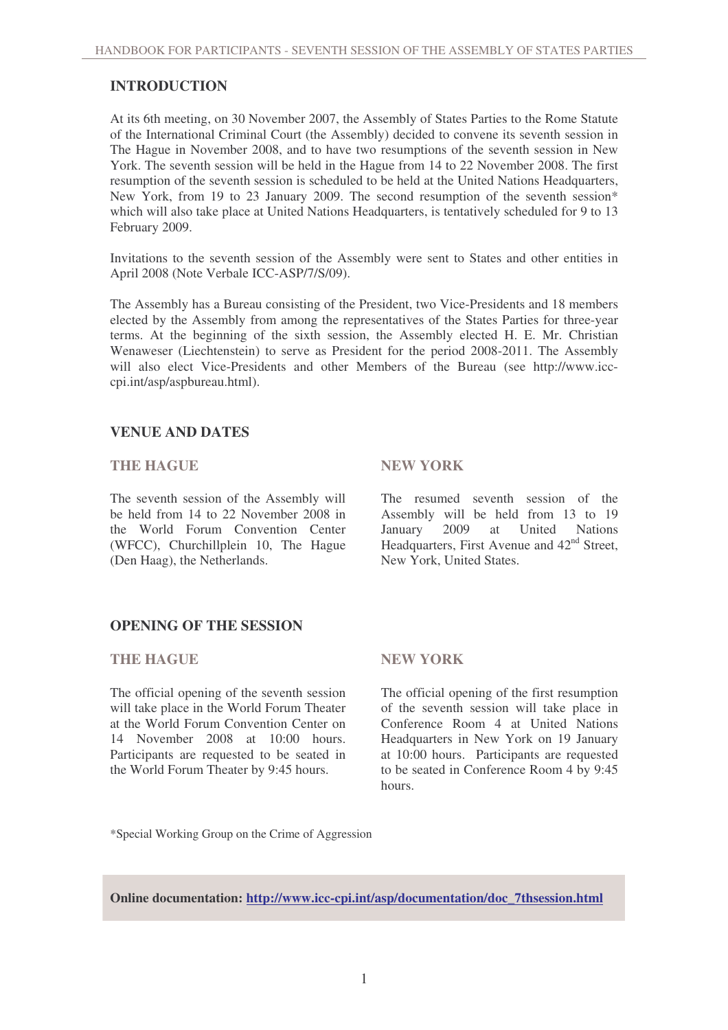## INTRODUCTION

At its 6th meeting, on 30 November 2007, the Assembly of States Parties to the Rome Statute of the International Criminal Court (the Assembly) decided to convene its seventh session in The Hague in November 2008, and to have two resumptions of the seventh session in New York. The seventh session will be held in the Hague from 14 to 22 November 2008. The first resumption of the seventh session is scheduled to be held at the United Nations Headquarters, New York, from 19 to 23 January 2009. The second resumption of the seventh session* which will also take place at United Nations Headquarters, is tentatively scheduled for 9 to 13 February 2009.

Invitations to the seventh session of the Assembly were sent to States and other entities in April 2008 (Note Verbale ICC-ASP/7/S/09).

The Assembly has a Bureau consisting of the President, two Vice-Presidents and 18 members elected by the Assembly from among the representatives of the States Parties for three-year terms. At the beginning of the sixth session, the Assembly elected H. E. Mr. Christian Wenaweser (Liechtenstein) to serve as President for the period 2008-2011. The Assembly will also elect Vice-Presidents and other Members of the Bureau (see http://www.icc-cpi.int/asp/aspbureau.html).

## VENUE AND DATES

### THE HAGUE

The seventh session of the Assembly will be held from 14 to 22 November 2008 in the World Forum Convention Center (WFCC), Churchillplein 10, The Hague (Den Haag), the Netherlands.

### NEW YORK

The resumed seventh session of the Assembly will be held from 13 to 19 January 2009 at United Nations Headquarters, First Avenue and 42nd Street, New York, United States.

## OPENING OF THE SESSION

### THE HAGUE

The official opening of the seventh session will take place in the World Forum Theater at the World Forum Convention Center on 14 November 2008 at 10:00 hours. Participants are requested to be seated in the World Forum Theater by 9:45 hours.

### NEW YORK

The official opening of the first resumption of the seventh session will take place in Conference Room 4 at United Nations Headquarters in New York on 19 January at 10:00 hours. Participants are requested to be seated in Conference Room 4 by 9:45 hours.

*Special Working Group on the Crime of Aggression

**Online documentation: http://www.icc-cpi.int/asp/documentation/doc_7thsession.html**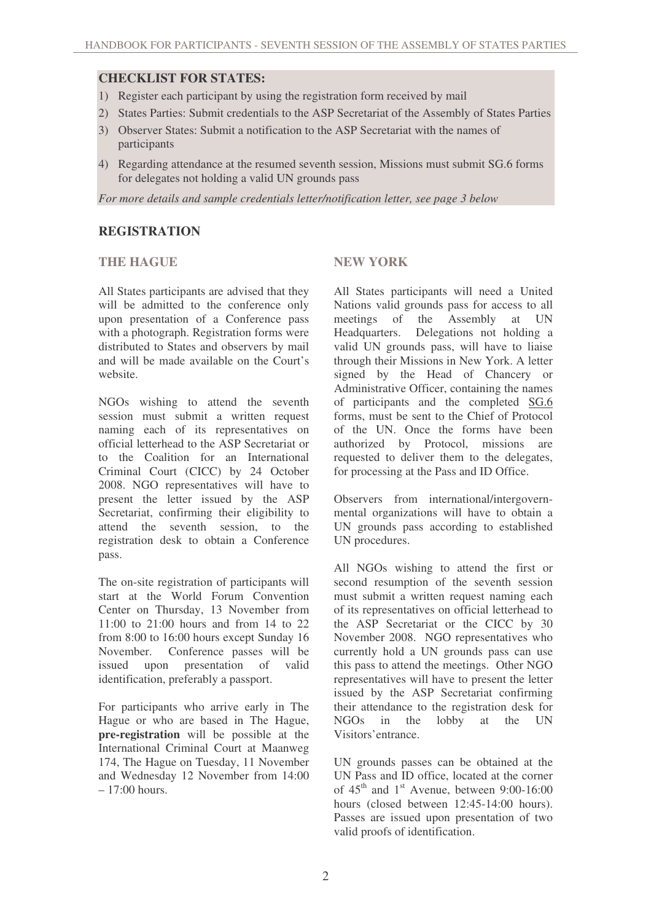**CHECKLIST FOR STATES:**

1) Register each participant by using the registration form received by mail
2) States Parties: Submit credentials to the ASP Secretariat of the Assembly of States Parties
3) Observer States: Submit a notification to the ASP Secretariat with the names of participants
4) Regarding attendance at the resumed seventh session, Missions must submit SG.6 forms for delegates not holding a valid UN grounds pass

*For more details and sample credentials letter/notification letter, see page 3 below*

## REGISTRATION

### THE HAGUE

All States participants are advised that they will be admitted to the conference only upon presentation of a Conference pass with a photograph. Registration forms were distributed to States and observers by mail and will be made available on the Court's website.

NGOs wishing to attend the seventh session must submit a written request naming each of its representatives on official letterhead to the ASP Secretariat or to the Coalition for an International Criminal Court (CICC) by 24 October 2008. NGO representatives will have to present the letter issued by the ASP Secretariat, confirming their eligibility to attend the seventh session, to the registration desk to obtain a Conference pass.

The on-site registration of participants will start at the World Forum Convention Center on Thursday, 13 November from 11:00 to 21:00 hours and from 14 to 22 from 8:00 to 16:00 hours except Sunday 16 November. Conference passes will be issued upon presentation of valid identification, preferably a passport.

For participants who arrive early in The Hague or who are based in The Hague, **pre-registration** will be possible at the International Criminal Court at Maanweg 174, The Hague on Tuesday, 11 November and Wednesday 12 November from 14:00 – 17:00 hours.

### NEW YORK

All States participants will need a United Nations valid grounds pass for access to all meetings of the Assembly at UN Headquarters. Delegations not holding a valid UN grounds pass, will have to liaise through their Missions in New York. A letter signed by the Head of Chancery or Administrative Officer, containing the names of participants and the completed SG.6 forms, must be sent to the Chief of Protocol of the UN. Once the forms have been authorized by Protocol, missions are requested to deliver them to the delegates, for processing at the Pass and ID Office.

Observers from international/intergovernmental organizations will have to obtain a UN grounds pass according to established UN procedures.

All NGOs wishing to attend the first or second resumption of the seventh session must submit a written request naming each of its representatives on official letterhead to the ASP Secretariat or the CICC by 30 November 2008. NGO representatives who currently hold a UN grounds pass can use this pass to attend the meetings. Other NGO representatives will have to present the letter issued by the ASP Secretariat confirming their attendance to the registration desk for NGOs in the lobby at the UN Visitors'entrance.

UN grounds passes can be obtained at the UN Pass and ID office, located at the corner of 45th and 1st Avenue, between 9:00-16:00 hours (closed between 12:45-14:00 hours). Passes are issued upon presentation of two valid proofs of identification.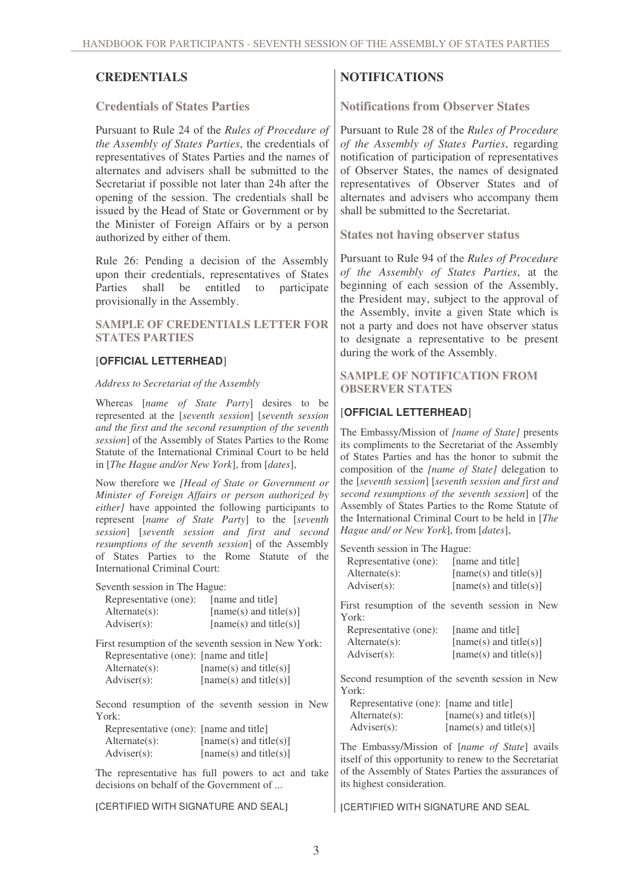## CREDENTIALS

### Credentials of States Parties

Pursuant to Rule 24 of the *Rules of Procedure of the Assembly of States Parties*, the credentials of representatives of States Parties and the names of alternates and advisers shall be submitted to the Secretariat if possible not later than 24h after the opening of the session. The credentials shall be issued by the Head of State or Government or by the Minister of Foreign Affairs or by a person authorized by either of them.

Rule 26: Pending a decision of the Assembly upon their credentials, representatives of States Parties shall be entitled to participate provisionally in the Assembly.

#### SAMPLE OF CREDENTIALS LETTER FOR STATES PARTIES

[**OFFICIAL LETTERHEAD**]

*Address to Secretariat of the Assembly*

Whereas [*name of State Party*] desires to be represented at the [*seventh session*] [*seventh session and the first and the second resumption of the seventh session*] of the Assembly of States Parties to the Rome Statute of the International Criminal Court to be held in [*The Hague and/or New York*], from [*dates*],

Now therefore we *[Head of State or Government or Minister of Foreign Affairs or person authorized by either]* have appointed the following participants to represent [*name of State Party*] to the [*seventh session*] [*seventh session and first and second resumptions of the seventh session*] of the Assembly of States Parties to the Rome Statute of the International Criminal Court:

Seventh session in The Hague:

Representative (one): [name and title]
Alternate(s): [name(s) and title(s)]
Adviser(s): [name(s) and title(s)]

First resumption of the seventh session in New York:

Representative (one): [name and title]
Alternate(s): [name(s) and title(s)]
Adviser(s): [name(s) and title(s)]

Second resumption of the seventh session in New York:

Representative (one): [name and title]
Alternate(s): [name(s) and title(s)]
Adviser(s): [name(s) and title(s)]

The representative has full powers to act and take decisions on behalf of the Government of ...

[CERTIFIED WITH SIGNATURE AND SEAL]

## NOTIFICATIONS

### Notifications from Observer States

Pursuant to Rule 28 of the *Rules of Procedure of the Assembly of States Parties*, regarding notification of participation of representatives of Observer States, the names of designated representatives of Observer States and of alternates and advisers who accompany them shall be submitted to the Secretariat.

### States not having observer status

Pursuant to Rule 94 of the *Rules of Procedure of the Assembly of States Parties*, at the beginning of each session of the Assembly, the President may, subject to the approval of the Assembly, invite a given State which is not a party and does not have observer status to designate a representative to be present during the work of the Assembly.

#### SAMPLE OF NOTIFICATION FROM OBSERVER STATES

[**OFFICIAL LETTERHEAD**]

The Embassy/Mission of *[name of State]* presents its compliments to the Secretariat of the Assembly of States Parties and has the honor to submit the composition of the *[name of State]* delegation to the [*seventh session*] [*seventh session and first and second resumptions of the seventh session*] of the Assembly of States Parties to the Rome Statute of the International Criminal Court to be held in [*The Hague and/ or New York*], from [*dates*],

Seventh session in The Hague:

Representative (one): [name and title]
Alternate(s): [name(s) and title(s)]
Adviser(s): [name(s) and title(s)]

First resumption of the seventh session in New York:

Representative (one): [name and title]
Alternate(s): [name(s) and title(s)]
Adviser(s): [name(s) and title(s)]

Second resumption of the seventh session in New York:

Representative (one): [name and title]
Alternate(s): [name(s) and title(s)]
Adviser(s): [name(s) and title(s)]

The Embassy/Mission of [*name of State*] avails itself of this opportunity to renew to the Secretariat of the Assembly of States Parties the assurances of its highest consideration.

[CERTIFIED WITH SIGNATURE AND SEAL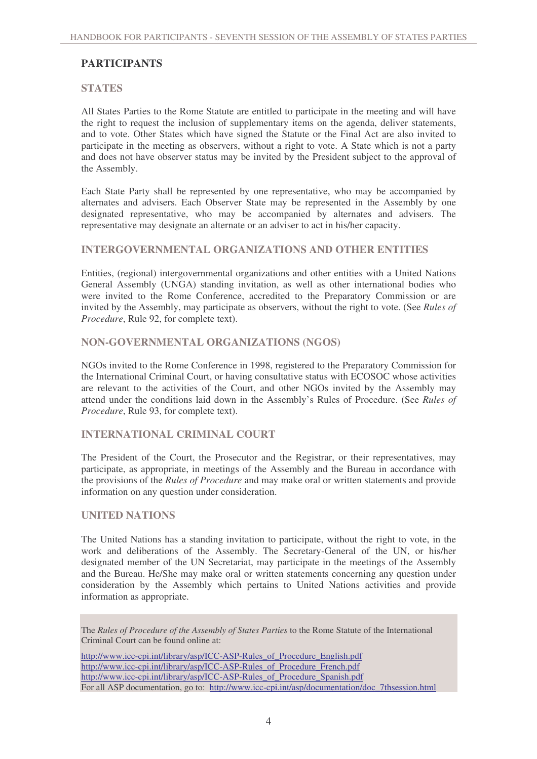## PARTICIPANTS

### STATES

All States Parties to the Rome Statute are entitled to participate in the meeting and will have the right to request the inclusion of supplementary items on the agenda, deliver statements, and to vote. Other States which have signed the Statute or the Final Act are also invited to participate in the meeting as observers, without a right to vote. A State which is not a party and does not have observer status may be invited by the President subject to the approval of the Assembly.

Each State Party shall be represented by one representative, who may be accompanied by alternates and advisers. Each Observer State may be represented in the Assembly by one designated representative, who may be accompanied by alternates and advisers. The representative may designate an alternate or an adviser to act in his/her capacity.

### INTERGOVERNMENTAL ORGANIZATIONS AND OTHER ENTITIES

Entities, (regional) intergovernmental organizations and other entities with a United Nations General Assembly (UNGA) standing invitation, as well as other international bodies who were invited to the Rome Conference, accredited to the Preparatory Commission or are invited by the Assembly, may participate as observers, without the right to vote. (See *Rules of Procedure*, Rule 92, for complete text).

### NON-GOVERNMENTAL ORGANIZATIONS (NGOS)

NGOs invited to the Rome Conference in 1998, registered to the Preparatory Commission for the International Criminal Court, or having consultative status with ECOSOC whose activities are relevant to the activities of the Court, and other NGOs invited by the Assembly may attend under the conditions laid down in the Assembly's Rules of Procedure. (See *Rules of Procedure*, Rule 93, for complete text).

### INTERNATIONAL CRIMINAL COURT

The President of the Court, the Prosecutor and the Registrar, or their representatives, may participate, as appropriate, in meetings of the Assembly and the Bureau in accordance with the provisions of the *Rules of Procedure* and may make oral or written statements and provide information on any question under consideration.

### UNITED NATIONS

The United Nations has a standing invitation to participate, without the right to vote, in the work and deliberations of the Assembly. The Secretary-General of the UN, or his/her designated member of the UN Secretariat, may participate in the meetings of the Assembly and the Bureau. He/She may make oral or written statements concerning any question under consideration by the Assembly which pertains to United Nations activities and provide information as appropriate.

The *Rules of Procedure of the Assembly of States Parties* to the Rome Statute of the International Criminal Court can be found online at:

http://www.icc-cpi.int/library/asp/ICC-ASP-Rules_of_Procedure_English.pdf
http://www.icc-cpi.int/library/asp/ICC-ASP-Rules_of_Procedure_French.pdf
http://www.icc-cpi.int/library/asp/ICC-ASP-Rules_of_Procedure_Spanish.pdf
For all ASP documentation, go to: http://www.icc-cpi.int/asp/documentation/doc_7thsession.html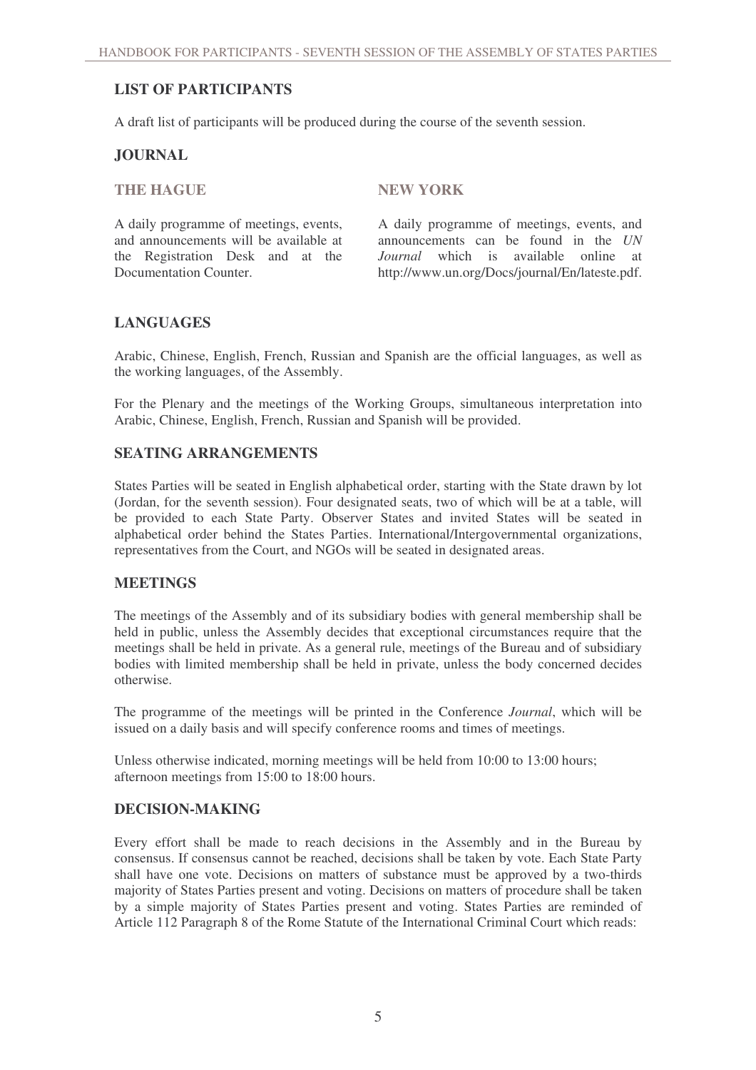## LIST OF PARTICIPANTS

A draft list of participants will be produced during the course of the seventh session.

## JOURNAL

### THE HAGUE

A daily programme of meetings, events, and announcements will be available at the Registration Desk and at the Documentation Counter.

### NEW YORK

A daily programme of meetings, events, and announcements can be found in the *UN Journal* which is available online at http://www.un.org/Docs/journal/En/lateste.pdf.

## LANGUAGES

Arabic, Chinese, English, French, Russian and Spanish are the official languages, as well as the working languages, of the Assembly.

For the Plenary and the meetings of the Working Groups, simultaneous interpretation into Arabic, Chinese, English, French, Russian and Spanish will be provided.

## SEATING ARRANGEMENTS

States Parties will be seated in English alphabetical order, starting with the State drawn by lot (Jordan, for the seventh session). Four designated seats, two of which will be at a table, will be provided to each State Party. Observer States and invited States will be seated in alphabetical order behind the States Parties. International/Intergovernmental organizations, representatives from the Court, and NGOs will be seated in designated areas.

## MEETINGS

The meetings of the Assembly and of its subsidiary bodies with general membership shall be held in public, unless the Assembly decides that exceptional circumstances require that the meetings shall be held in private. As a general rule, meetings of the Bureau and of subsidiary bodies with limited membership shall be held in private, unless the body concerned decides otherwise.

The programme of the meetings will be printed in the Conference *Journal*, which will be issued on a daily basis and will specify conference rooms and times of meetings.

Unless otherwise indicated, morning meetings will be held from 10:00 to 13:00 hours; afternoon meetings from 15:00 to 18:00 hours.

## DECISION-MAKING

Every effort shall be made to reach decisions in the Assembly and in the Bureau by consensus. If consensus cannot be reached, decisions shall be taken by vote. Each State Party shall have one vote. Decisions on matters of substance must be approved by a two-thirds majority of States Parties present and voting. Decisions on matters of procedure shall be taken by a simple majority of States Parties present and voting. States Parties are reminded of Article 112 Paragraph 8 of the Rome Statute of the International Criminal Court which reads: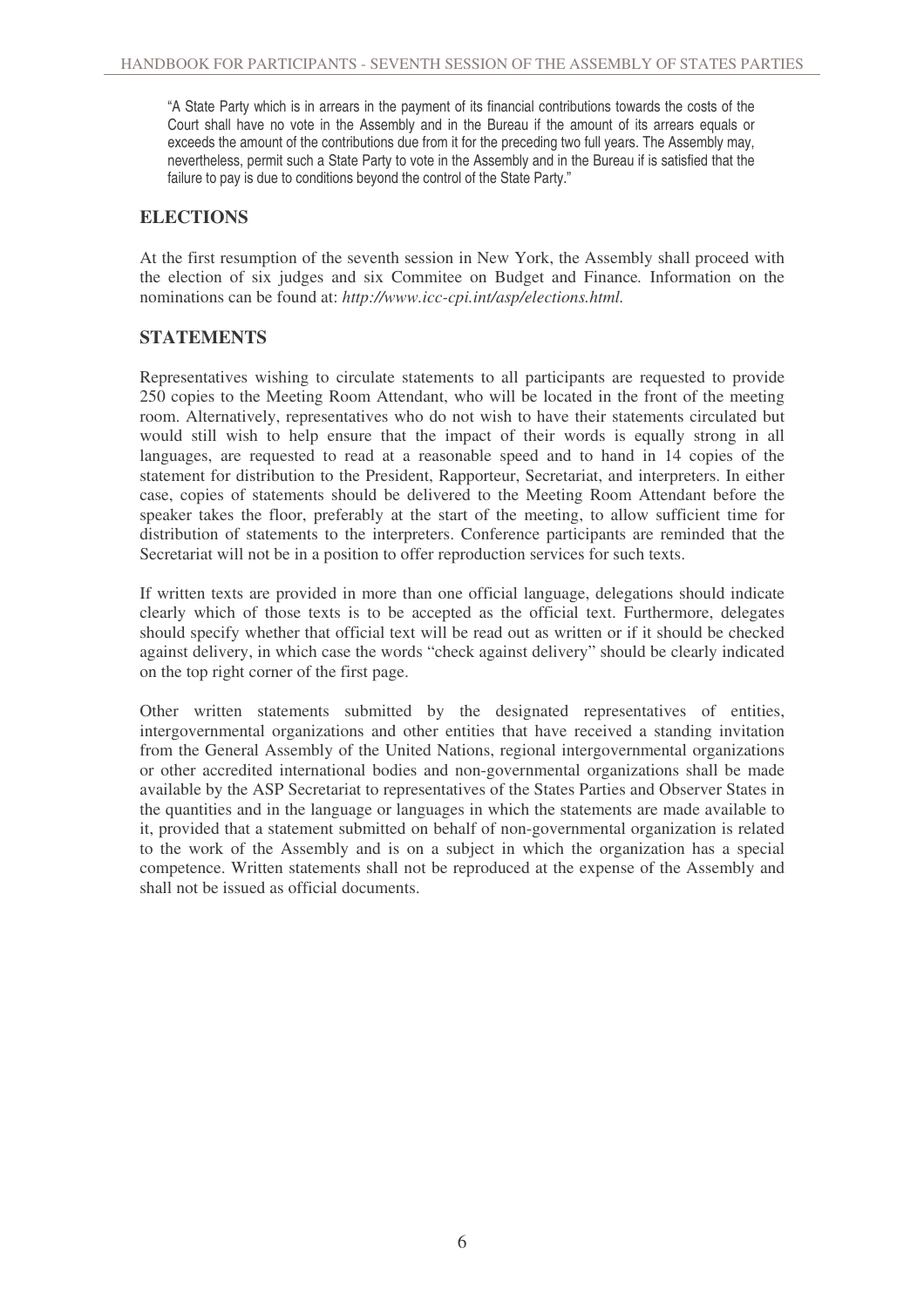"A State Party which is in arrears in the payment of its financial contributions towards the costs of the Court shall have no vote in the Assembly and in the Bureau if the amount of its arrears equals or exceeds the amount of the contributions due from it for the preceding two full years. The Assembly may, nevertheless, permit such a State Party to vote in the Assembly and in the Bureau if is satisfied that the failure to pay is due to conditions beyond the control of the State Party."

## ELECTIONS

At the first resumption of the seventh session in New York, the Assembly shall proceed with the election of six judges and six Commitee on Budget and Finance. Information on the nominations can be found at: *http://www.icc-cpi.int/asp/elections.html.*

## STATEMENTS

Representatives wishing to circulate statements to all participants are requested to provide 250 copies to the Meeting Room Attendant, who will be located in the front of the meeting room. Alternatively, representatives who do not wish to have their statements circulated but would still wish to help ensure that the impact of their words is equally strong in all languages, are requested to read at a reasonable speed and to hand in 14 copies of the statement for distribution to the President, Rapporteur, Secretariat, and interpreters. In either case, copies of statements should be delivered to the Meeting Room Attendant before the speaker takes the floor, preferably at the start of the meeting, to allow sufficient time for distribution of statements to the interpreters. Conference participants are reminded that the Secretariat will not be in a position to offer reproduction services for such texts.

If written texts are provided in more than one official language, delegations should indicate clearly which of those texts is to be accepted as the official text. Furthermore, delegates should specify whether that official text will be read out as written or if it should be checked against delivery, in which case the words "check against delivery" should be clearly indicated on the top right corner of the first page.

Other written statements submitted by the designated representatives of entities, intergovernmental organizations and other entities that have received a standing invitation from the General Assembly of the United Nations, regional intergovernmental organizations or other accredited international bodies and non-governmental organizations shall be made available by the ASP Secretariat to representatives of the States Parties and Observer States in the quantities and in the language or languages in which the statements are made available to it, provided that a statement submitted on behalf of non-governmental organization is related to the work of the Assembly and is on a subject in which the organization has a special competence. Written statements shall not be reproduced at the expense of the Assembly and shall not be issued as official documents.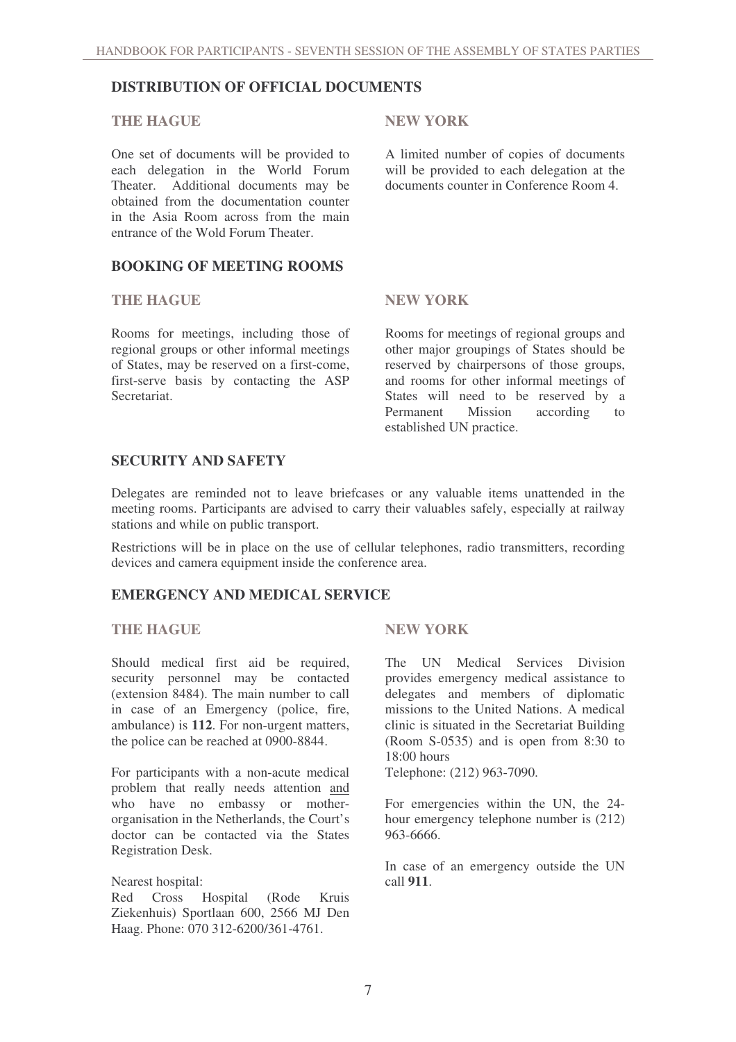## DISTRIBUTION OF OFFICIAL DOCUMENTS

### THE HAGUE

One set of documents will be provided to each delegation in the World Forum Theater. Additional documents may be obtained from the documentation counter in the Asia Room across from the main entrance of the Wold Forum Theater.

### NEW YORK

A limited number of copies of documents will be provided to each delegation at the documents counter in Conference Room 4.

## BOOKING OF MEETING ROOMS

### THE HAGUE

Rooms for meetings, including those of regional groups or other informal meetings of States, may be reserved on a first-come, first-serve basis by contacting the ASP Secretariat.

### NEW YORK

Rooms for meetings of regional groups and other major groupings of States should be reserved by chairpersons of those groups, and rooms for other informal meetings of States will need to be reserved by a Permanent Mission according to established UN practice.

## SECURITY AND SAFETY

Delegates are reminded not to leave briefcases or any valuable items unattended in the meeting rooms. Participants are advised to carry their valuables safely, especially at railway stations and while on public transport.

Restrictions will be in place on the use of cellular telephones, radio transmitters, recording devices and camera equipment inside the conference area.

## EMERGENCY AND MEDICAL SERVICE

### THE HAGUE

Should medical first aid be required, security personnel may be contacted (extension 8484). The main number to call in case of an Emergency (police, fire, ambulance) is **112**. For non-urgent matters, the police can be reached at 0900-8844.

For participants with a non-acute medical problem that really needs attention <u>and</u> who have no embassy or mother-organisation in the Netherlands, the Court's doctor can be contacted via the States Registration Desk.

Nearest hospital:
Red Cross Hospital (Rode Kruis Ziekenhuis) Sportlaan 600, 2566 MJ Den Haag. Phone: 070 312-6200/361-4761.

### NEW YORK

The UN Medical Services Division provides emergency medical assistance to delegates and members of diplomatic missions to the United Nations. A medical clinic is situated in the Secretariat Building (Room S-0535) and is open from 8:30 to 18:00 hours
Telephone: (212) 963-7090.

For emergencies within the UN, the 24-hour emergency telephone number is (212) 963-6666.

In case of an emergency outside the UN call **911**.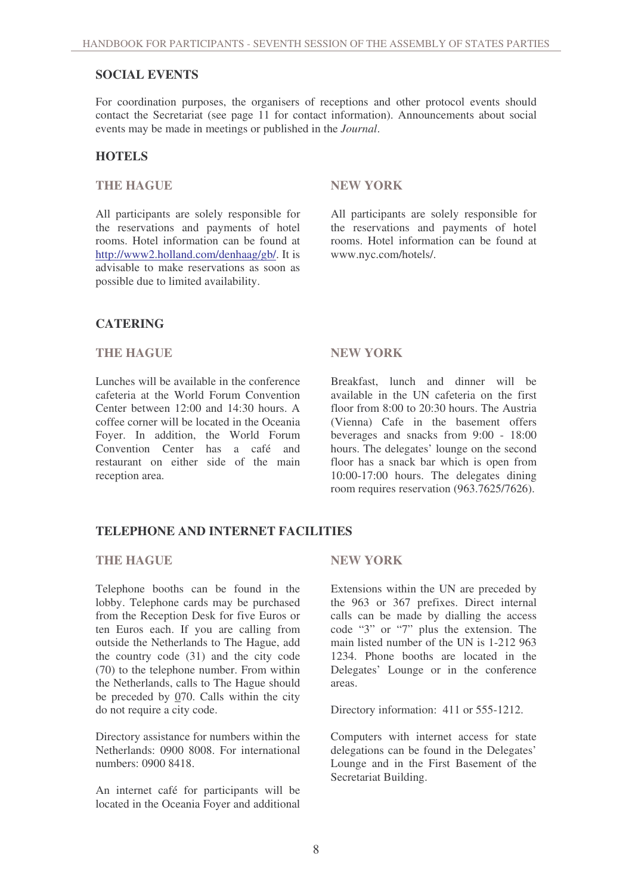## SOCIAL EVENTS

For coordination purposes, the organisers of receptions and other protocol events should contact the Secretariat (see page 11 for contact information). Announcements about social events may be made in meetings or published in the *Journal*.

## HOTELS

### THE HAGUE

All participants are solely responsible for the reservations and payments of hotel rooms. Hotel information can be found at http://www2.holland.com/denhaag/gb/. It is advisable to make reservations as soon as possible due to limited availability.

### NEW YORK

All participants are solely responsible for the reservations and payments of hotel rooms. Hotel information can be found at www.nyc.com/hotels/.

## CATERING

### THE HAGUE

Lunches will be available in the conference cafeteria at the World Forum Convention Center between 12:00 and 14:30 hours. A coffee corner will be located in the Oceania Foyer. In addition, the World Forum Convention Center has a café and restaurant on either side of the main reception area.

### NEW YORK

Breakfast, lunch and dinner will be available in the UN cafeteria on the first floor from 8:00 to 20:30 hours. The Austria (Vienna) Cafe in the basement offers beverages and snacks from 9:00 - 18:00 hours. The delegates' lounge on the second floor has a snack bar which is open from 10:00-17:00 hours. The delegates dining room requires reservation (963.7625/7626).

## TELEPHONE AND INTERNET FACILITIES

### THE HAGUE

Telephone booths can be found in the lobby. Telephone cards may be purchased from the Reception Desk for five Euros or ten Euros each. If you are calling from outside the Netherlands to The Hague, add the country code (31) and the city code (70) to the telephone number. From within the Netherlands, calls to The Hague should be preceded by 070. Calls within the city do not require a city code.

Directory assistance for numbers within the Netherlands: 0900 8008. For international numbers: 0900 8418.

An internet café for participants will be located in the Oceania Foyer and additional

### NEW YORK

Extensions within the UN are preceded by the 963 or 367 prefixes. Direct internal calls can be made by dialling the access code "3" or "7" plus the extension. The main listed number of the UN is 1-212 963 1234. Phone booths are located in the Delegates' Lounge or in the conference areas.

Directory information: 411 or 555-1212.

Computers with internet access for state delegations can be found in the Delegates' Lounge and in the First Basement of the Secretariat Building.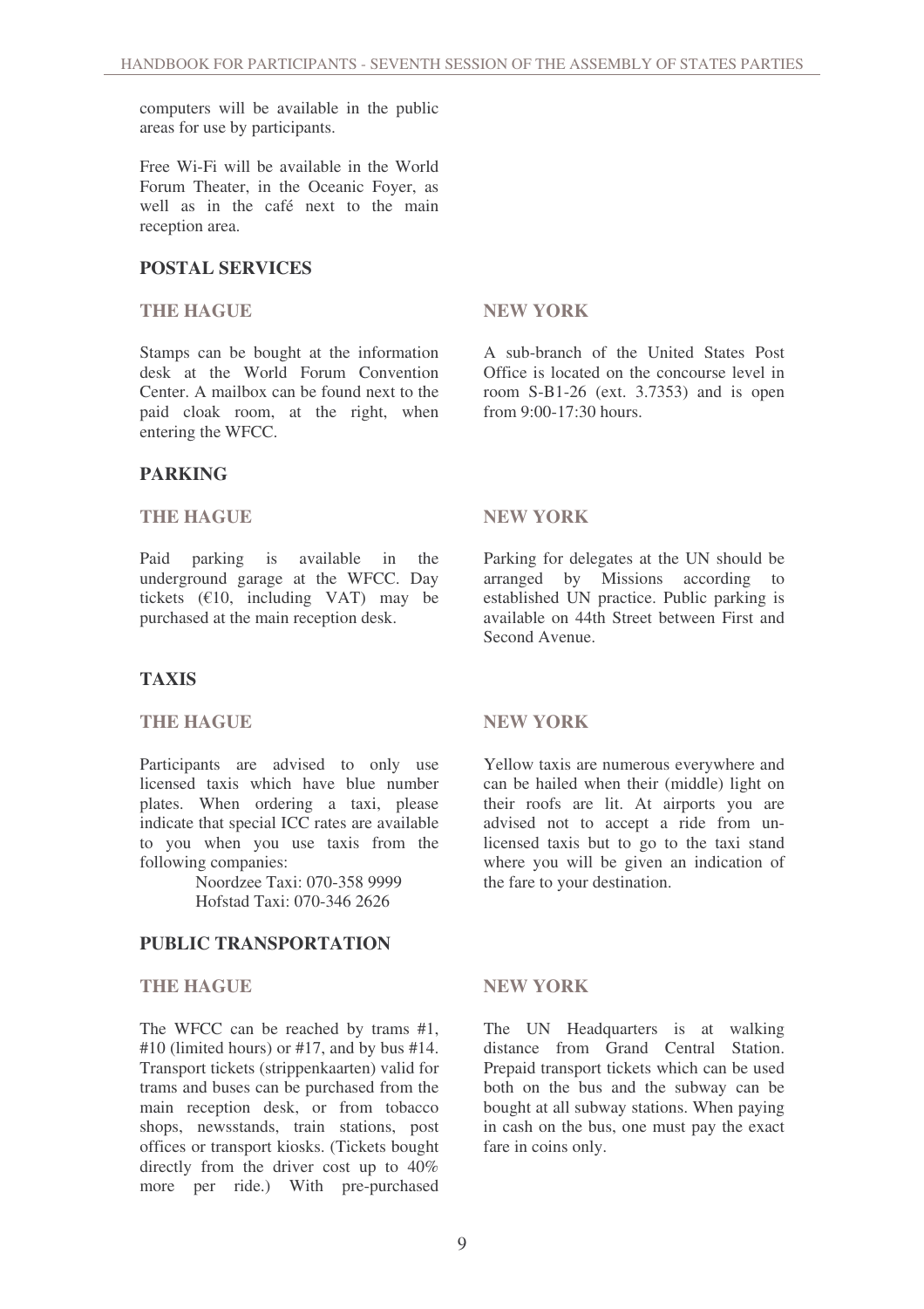computers will be available in the public areas for use by participants.

Free Wi-Fi will be available in the World Forum Theater, in the Oceanic Foyer, as well as in the café next to the main reception area.

## POSTAL SERVICES

### THE HAGUE

Stamps can be bought at the information desk at the World Forum Convention Center. A mailbox can be found next to the paid cloak room, at the right, when entering the WFCC.

### NEW YORK

A sub-branch of the United States Post Office is located on the concourse level in room S-B1-26 (ext. 3.7353) and is open from 9:00-17:30 hours.

## PARKING

### THE HAGUE

Paid parking is available in the underground garage at the WFCC. Day tickets (€10, including VAT) may be purchased at the main reception desk.

### NEW YORK

Parking for delegates at the UN should be arranged by Missions according to established UN practice. Public parking is available on 44th Street between First and Second Avenue.

## TAXIS

### THE HAGUE

Participants are advised to only use licensed taxis which have blue number plates. When ordering a taxi, please indicate that special ICC rates are available to you when you use taxis from the following companies:

Noordzee Taxi: 070-358 9999
Hofstad Taxi: 070-346 2626

### NEW YORK

Yellow taxis are numerous everywhere and can be hailed when their (middle) light on their roofs are lit. At airports you are advised not to accept a ride from un-licensed taxis but to go to the taxi stand where you will be given an indication of the fare to your destination.

## PUBLIC TRANSPORTATION

### THE HAGUE

The WFCC can be reached by trams #1, #10 (limited hours) or #17, and by bus #14. Transport tickets (strippenkaarten) valid for trams and buses can be purchased from the main reception desk, or from tobacco shops, newsstands, train stations, post offices or transport kiosks. (Tickets bought directly from the driver cost up to 40% more per ride.) With pre-purchased

### NEW YORK

The UN Headquarters is at walking distance from Grand Central Station. Prepaid transport tickets which can be used both on the bus and the subway can be bought at all subway stations. When paying in cash on the bus, one must pay the exact fare in coins only.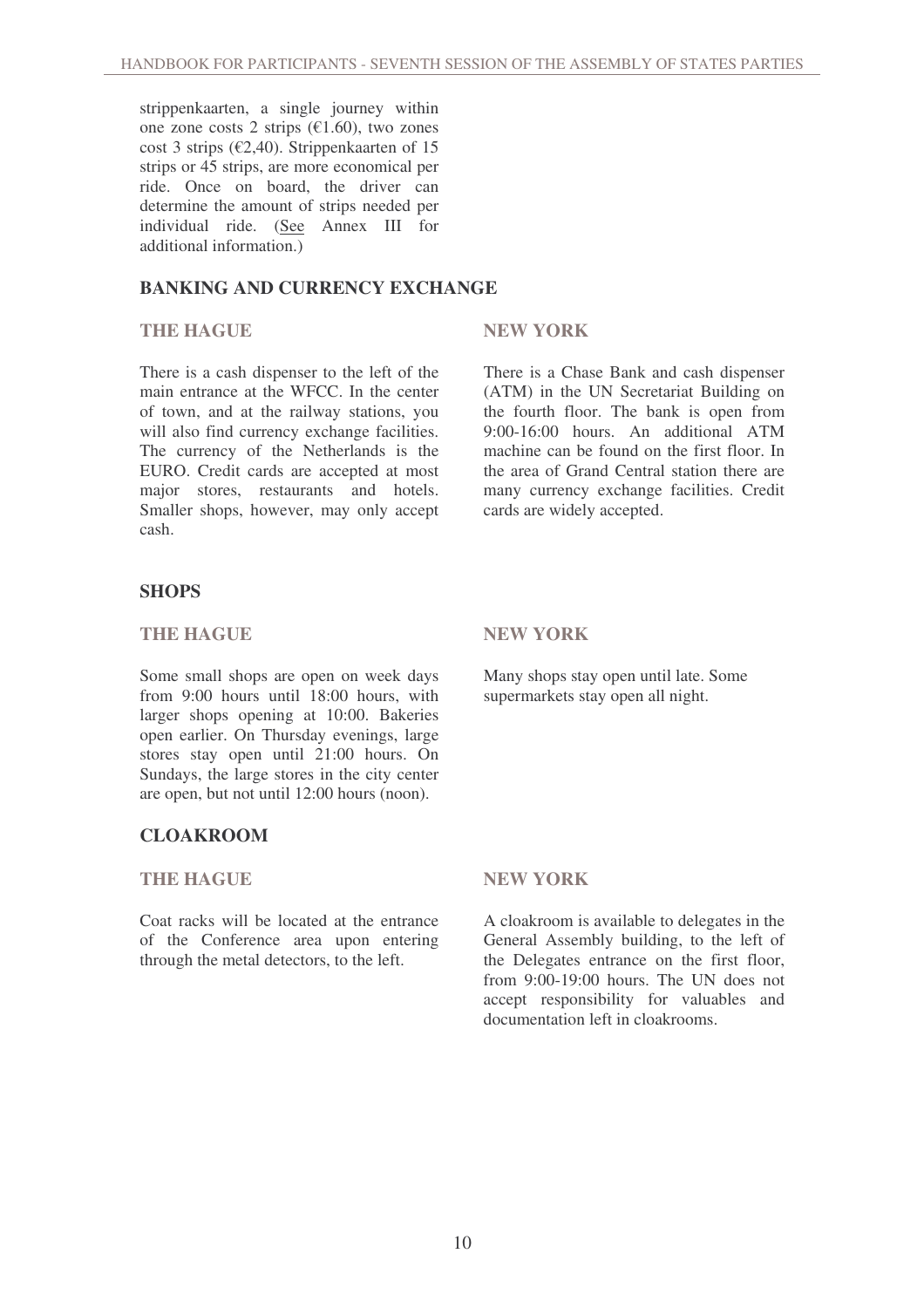strippenkaarten, a single journey within one zone costs 2 strips (€1.60), two zones cost 3 strips (€2,40). Strippenkaarten of 15 strips or 45 strips, are more economical per ride. Once on board, the driver can determine the amount of strips needed per individual ride. (See Annex III for additional information.)

## BANKING AND CURRENCY EXCHANGE

### THE HAGUE

There is a cash dispenser to the left of the main entrance at the WFCC. In the center of town, and at the railway stations, you will also find currency exchange facilities. The currency of the Netherlands is the EURO. Credit cards are accepted at most major stores, restaurants and hotels. Smaller shops, however, may only accept cash.

### NEW YORK

There is a Chase Bank and cash dispenser (ATM) in the UN Secretariat Building on the fourth floor. The bank is open from 9:00-16:00 hours. An additional ATM machine can be found on the first floor. In the area of Grand Central station there are many currency exchange facilities. Credit cards are widely accepted.

## SHOPS

### THE HAGUE

Some small shops are open on week days from 9:00 hours until 18:00 hours, with larger shops opening at 10:00. Bakeries open earlier. On Thursday evenings, large stores stay open until 21:00 hours. On Sundays, the large stores in the city center are open, but not until 12:00 hours (noon).

### NEW YORK

Many shops stay open until late. Some supermarkets stay open all night.

## CLOAKROOM

### THE HAGUE

Coat racks will be located at the entrance of the Conference area upon entering through the metal detectors, to the left.

### NEW YORK

A cloakroom is available to delegates in the General Assembly building, to the left of the Delegates entrance on the first floor, from 9:00-19:00 hours. The UN does not accept responsibility for valuables and documentation left in cloakrooms.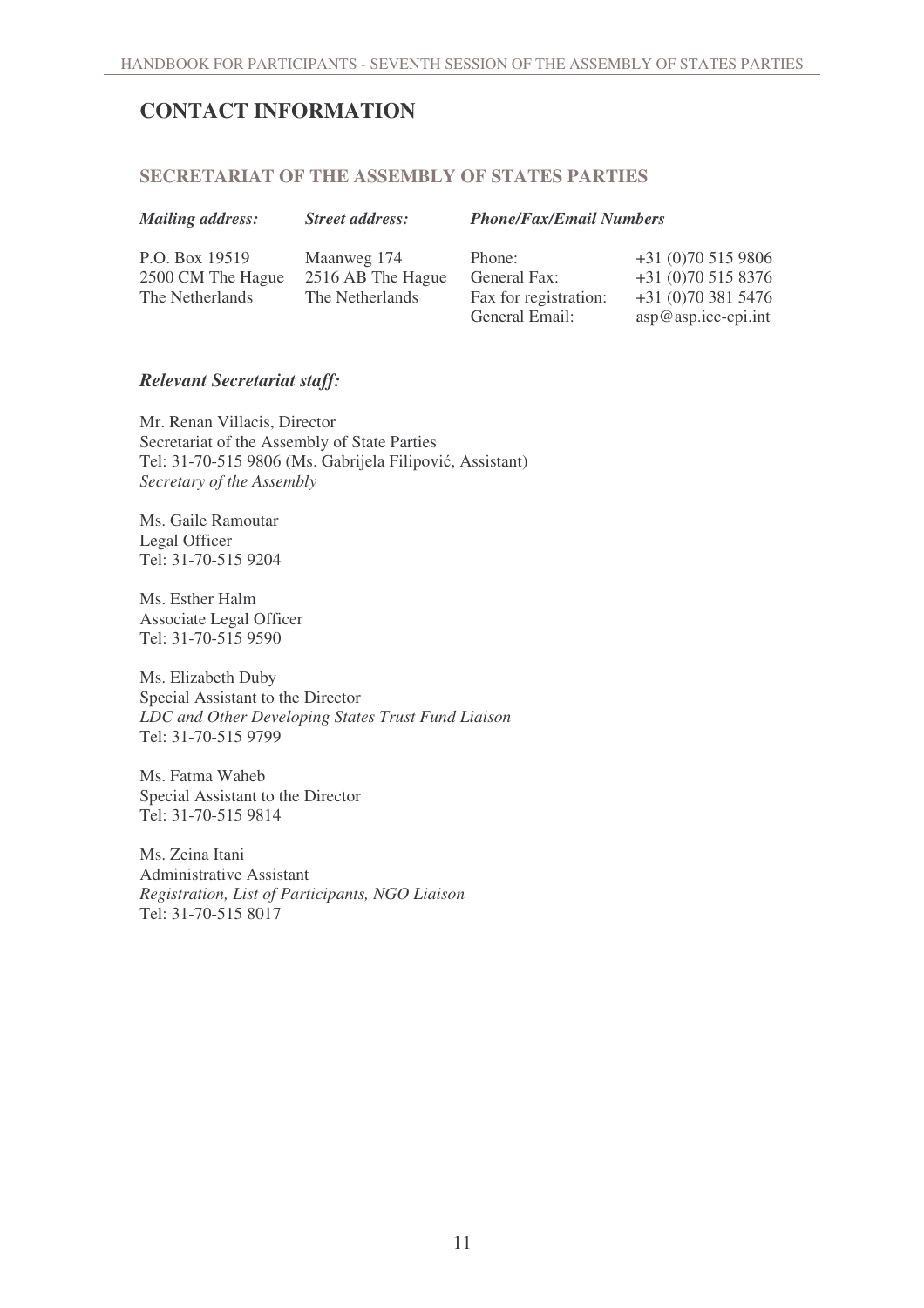# CONTACT INFORMATION

## SECRETARIAT OF THE ASSEMBLY OF STATES PARTIES

| *Mailing address:* | *Street address:* | *Phone/Fax/Email Numbers* | |
|---|---|---|---|
| P.O. Box 19519 | Maanweg 174 | Phone: | +31 (0)70 515 9806 |
| 2500 CM The Hague | 2516 AB The Hague | General Fax: | +31 (0)70 515 8376 |
| The Netherlands | The Netherlands | Fax for registration: | +31 (0)70 381 5476 |
| | | General Email: | asp@asp.icc-cpi.int |

### *Relevant Secretariat staff:*

Mr. Renan Villacis, Director
Secretariat of the Assembly of State Parties
Tel: 31-70-515 9806 (Ms. Gabrijela Filipović, Assistant)
*Secretary of the Assembly*

Ms. Gaile Ramoutar
Legal Officer
Tel: 31-70-515 9204

Ms. Esther Halm
Associate Legal Officer
Tel: 31-70-515 9590

Ms. Elizabeth Duby
Special Assistant to the Director
*LDC and Other Developing States Trust Fund Liaison*
Tel: 31-70-515 9799

Ms. Fatma Waheb
Special Assistant to the Director
Tel: 31-70-515 9814

Ms. Zeina Itani
Administrative Assistant
*Registration, List of Participants, NGO Liaison*
Tel: 31-70-515 8017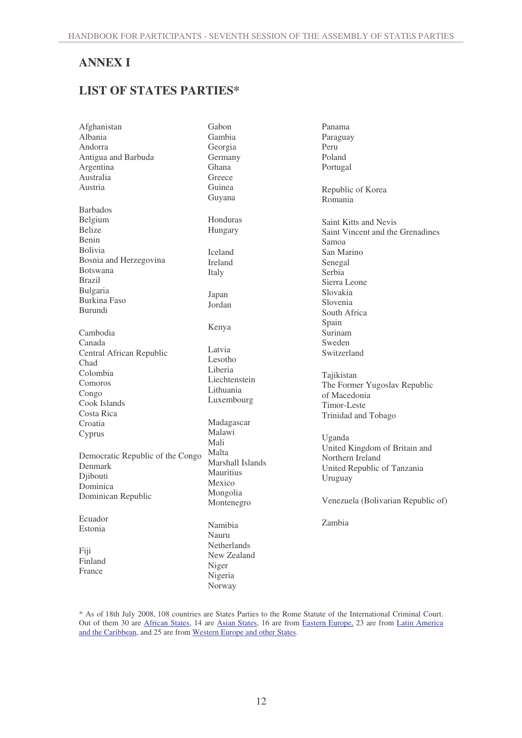## ANNEX I

## LIST OF STATES PARTIES*

Afghanistan
Albania
Andorra
Antigua and Barbuda
Argentina
Australia
Austria

Barbados
Belgium
Belize
Benin
Bolivia
Bosnia and Herzegovina
Botswana
Brazil
Bulgaria
Burkina Faso
Burundi

Cambodia
Canada
Central African Republic
Chad
Colombia
Comoros
Congo
Cook Islands
Costa Rica
Croatia
Cyprus

Democratic Republic of the Congo
Denmark
Djibouti
Dominica
Dominican Republic

Ecuador
Estonia

Fiji
Finland
France

Gabon
Gambia
Georgia
Germany
Ghana
Greece
Guinea
Guyana

Honduras
Hungary

Iceland
Ireland
Italy

Japan
Jordan

Kenya

Latvia
Lesotho
Liberia
Liechtenstein
Lithuania
Luxembourg

Madagascar
Malawi
Mali
Malta
Marshall Islands
Mauritius
Mexico
Mongolia
Montenegro

Namibia
Nauru
Netherlands
New Zealand
Niger
Nigeria
Norway

Panama
Paraguay
Peru
Poland
Portugal

Republic of Korea
Romania

Saint Kitts and Nevis
Saint Vincent and the Grenadines
Samoa
San Marino
Senegal
Serbia
Sierra Leone
Slovakia
Slovenia
South Africa
Spain
Surinam
Sweden
Switzerland

Tajikistan
The Former Yugoslav Republic of Macedonia
Timor-Leste
Trinidad and Tobago

Uganda
United Kingdom of Britain and Northern Ireland
United Republic of Tanzania
Uruguay

Venezuela (Bolivarian Republic of)

Zambia

* As of 18th July 2008, 108 countries are States Parties to the Rome Statute of the International Criminal Court. Out of them 30 are African States, 14 are Asian States, 16 are from Eastern Europe, 23 are from Latin America and the Caribbean, and 25 are from Western Europe and other States.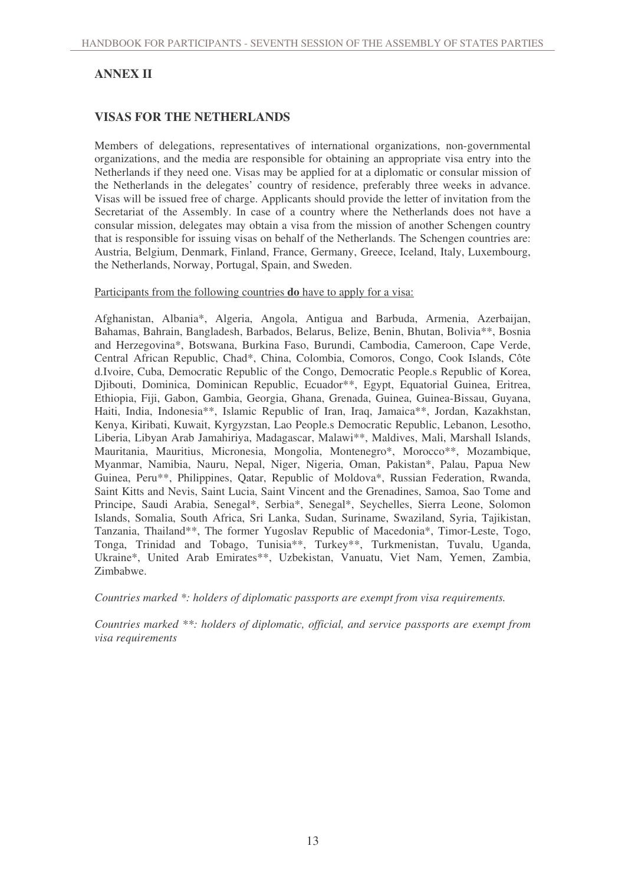## ANNEX II

## VISAS FOR THE NETHERLANDS

Members of delegations, representatives of international organizations, non-governmental organizations, and the media are responsible for obtaining an appropriate visa entry into the Netherlands if they need one. Visas may be applied for at a diplomatic or consular mission of the Netherlands in the delegates' country of residence, preferably three weeks in advance. Visas will be issued free of charge. Applicants should provide the letter of invitation from the Secretariat of the Assembly. In case of a country where the Netherlands does not have a consular mission, delegates may obtain a visa from the mission of another Schengen country that is responsible for issuing visas on behalf of the Netherlands. The Schengen countries are: Austria, Belgium, Denmark, Finland, France, Germany, Greece, Iceland, Italy, Luxembourg, the Netherlands, Norway, Portugal, Spain, and Sweden.

Participants from the following countries **do** have to apply for a visa:

Afghanistan, Albania*, Algeria, Angola, Antigua and Barbuda, Armenia, Azerbaijan, Bahamas, Bahrain, Bangladesh, Barbados, Belarus, Belize, Benin, Bhutan, Bolivia**, Bosnia and Herzegovina*, Botswana, Burkina Faso, Burundi, Cambodia, Cameroon, Cape Verde, Central African Republic, Chad*, China, Colombia, Comoros, Congo, Cook Islands, Côte d.Ivoire, Cuba, Democratic Republic of the Congo, Democratic People.s Republic of Korea, Djibouti, Dominica, Dominican Republic, Ecuador**, Egypt, Equatorial Guinea, Eritrea, Ethiopia, Fiji, Gabon, Gambia, Georgia, Ghana, Grenada, Guinea, Guinea-Bissau, Guyana, Haiti, India, Indonesia**, Islamic Republic of Iran, Iraq, Jamaica**, Jordan, Kazakhstan, Kenya, Kiribati, Kuwait, Kyrgyzstan, Lao People.s Democratic Republic, Lebanon, Lesotho, Liberia, Libyan Arab Jamahiriya, Madagascar, Malawi**, Maldives, Mali, Marshall Islands, Mauritania, Mauritius, Micronesia, Mongolia, Montenegro*, Morocco**, Mozambique, Myanmar, Namibia, Nauru, Nepal, Niger, Nigeria, Oman, Pakistan*, Palau, Papua New Guinea, Peru**, Philippines, Qatar, Republic of Moldova*, Russian Federation, Rwanda, Saint Kitts and Nevis, Saint Lucia, Saint Vincent and the Grenadines, Samoa, Sao Tome and Principe, Saudi Arabia, Senegal*, Serbia*, Senegal*, Seychelles, Sierra Leone, Solomon Islands, Somalia, South Africa, Sri Lanka, Sudan, Suriname, Swaziland, Syria, Tajikistan, Tanzania, Thailand**, The former Yugoslav Republic of Macedonia*, Timor-Leste, Togo, Tonga, Trinidad and Tobago, Tunisia**, Turkey**, Turkmenistan, Tuvalu, Uganda, Ukraine*, United Arab Emirates**, Uzbekistan, Vanuatu, Viet Nam, Yemen, Zambia, Zimbabwe.

*Countries marked *: holders of diplomatic passports are exempt from visa requirements.*

*Countries marked **: holders of diplomatic, official, and service passports are exempt from visa requirements*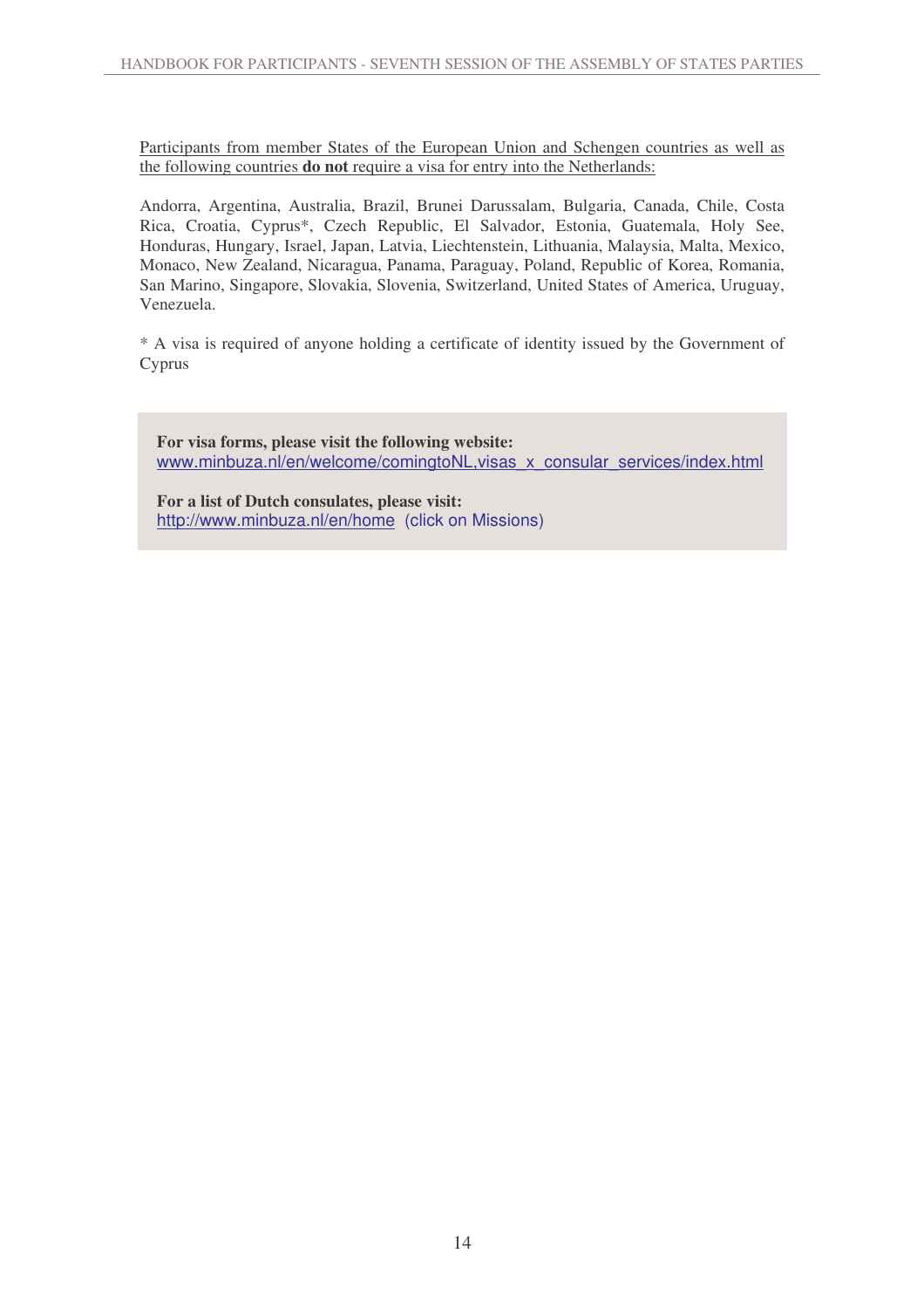Participants from member States of the European Union and Schengen countries as well as the following countries **do not** require a visa for entry into the Netherlands:

Andorra, Argentina, Australia, Brazil, Brunei Darussalam, Bulgaria, Canada, Chile, Costa Rica, Croatia, Cyprus*, Czech Republic, El Salvador, Estonia, Guatemala, Holy See, Honduras, Hungary, Israel, Japan, Latvia, Liechtenstein, Lithuania, Malaysia, Malta, Mexico, Monaco, New Zealand, Nicaragua, Panama, Paraguay, Poland, Republic of Korea, Romania, San Marino, Singapore, Slovakia, Slovenia, Switzerland, United States of America, Uruguay, Venezuela.

* A visa is required of anyone holding a certificate of identity issued by the Government of Cyprus

**For visa forms, please visit the following website:**
www.minbuza.nl/en/welcome/comingtoNL,visas_x_consular_services/index.html

**For a list of Dutch consulates, please visit:**
http://www.minbuza.nl/en/home (click on Missions)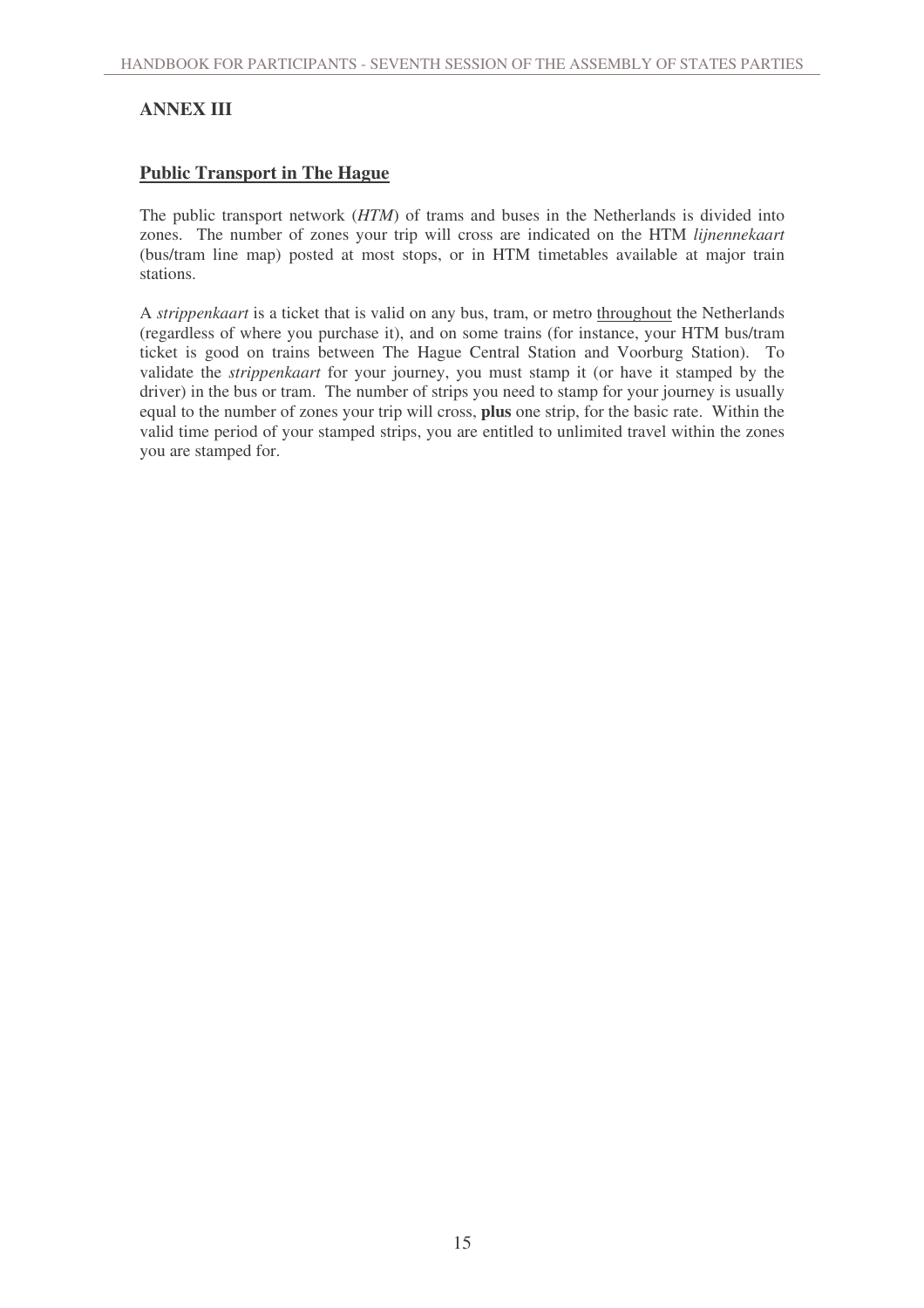## ANNEX III

### Public Transport in The Hague

The public transport network (*HTM*) of trams and buses in the Netherlands is divided into zones. The number of zones your trip will cross are indicated on the HTM *lijnennekaart* (bus/tram line map) posted at most stops, or in HTM timetables available at major train stations.

A *strippenkaart* is a ticket that is valid on any bus, tram, or metro throughout the Netherlands (regardless of where you purchase it), and on some trains (for instance, your HTM bus/tram ticket is good on trains between The Hague Central Station and Voorburg Station). To validate the *strippenkaart* for your journey, you must stamp it (or have it stamped by the driver) in the bus or tram. The number of strips you need to stamp for your journey is usually equal to the number of zones your trip will cross, **plus** one strip, for the basic rate. Within the valid time period of your stamped strips, you are entitled to unlimited travel within the zones you are stamped for.